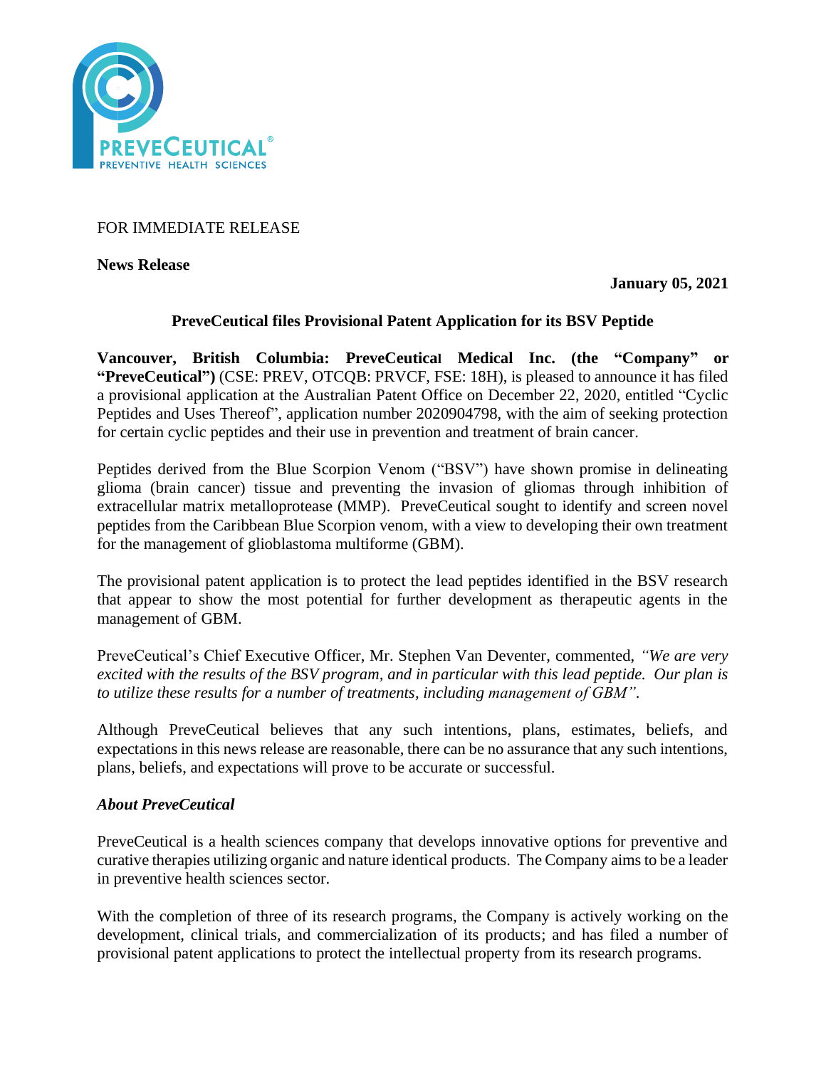FOR IMMEDIATE RELEASE

**News Release**

**January 05, 2021**

**PreveCeutical files Provisional Patent Application for its BSV Peptide**

**Vancouver, British Columbia: PreveCeutical Medical Inc. (the "Company" or "PreveCeutical")** (CSE: PREV, OTCQB: PRVCF, FSE: 18H), is pleased to announce it has filed a provisional application at the Australian Patent Office on December 22, 2020, entitled "Cyclic Peptides and Uses Thereof", application number 2020904798, with the aim of seeking protection for certain cyclic peptides and their use in prevention and treatment of brain cancer.

Peptides derived from the Blue Scorpion Venom ("BSV") have shown promise in delineating glioma (brain cancer) tissue and preventing the invasion of gliomas through inhibition of extracellular matrix metalloprotease (MMP). PreveCeutical sought to identify and screen novel peptides from the Caribbean Blue Scorpion venom, with a view to developing their own treatment for the management of glioblastoma multiforme (GBM).

The provisional patent application is to protect the lead peptides identified in the BSV research that appear to show the most potential for further development as therapeutic agents in the management of GBM.

PreveCeutical's Chief Executive Officer, Mr. Stephen Van Deventer, commented, *"We are very excited with the results of the BSV program, and in particular with this lead peptide. Our plan is to utilize these results for a number of treatments, including management of GBM".*

Although PreveCeutical believes that any such intentions, plans, estimates, beliefs, and expectations in this news release are reasonable, there can be no assurance that any such intentions, plans, beliefs, and expectations will prove to be accurate or successful.

***About PreveCeutical***

PreveCeutical is a health sciences company that develops innovative options for preventive and curative therapies utilizing organic and nature identical products. The Company aims to be a leader in preventive health sciences sector.

With the completion of three of its research programs, the Company is actively working on the development, clinical trials, and commercialization of its products; and has filed a number of provisional patent applications to protect the intellectual property from its research programs.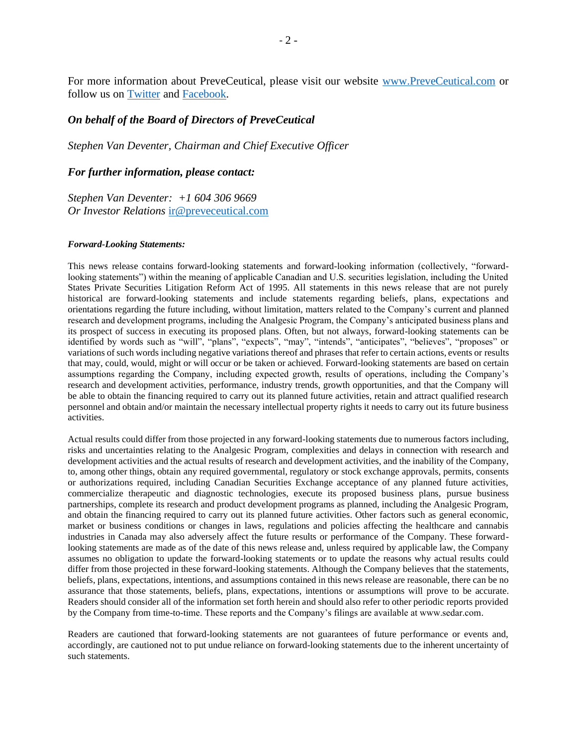For more information about PreveCeutical, please visit our website [www.PreveCeutical.com](http://www.PreveCeutical.com) or follow us on [Twitter](#) and [Facebook](#).

***On behalf of the Board of Directors of PreveCeutical***

*Stephen Van Deventer, Chairman and Chief Executive Officer*

***For further information, please contact:***

*Stephen Van Deventer: +1 604 306 9669*
*Or Investor Relations* [ir@preveceutical.com](mailto:ir@preveceutical.com)

***Forward-Looking Statements:***

This news release contains forward-looking statements and forward-looking information (collectively, "forward-looking statements") within the meaning of applicable Canadian and U.S. securities legislation, including the United States Private Securities Litigation Reform Act of 1995. All statements in this news release that are not purely historical are forward-looking statements and include statements regarding beliefs, plans, expectations and orientations regarding the future including, without limitation, matters related to the Company's current and planned research and development programs, including the Analgesic Program, the Company's anticipated business plans and its prospect of success in executing its proposed plans. Often, but not always, forward-looking statements can be identified by words such as "will", "plans", "expects", "may", "intends", "anticipates", "believes", "proposes" or variations of such words including negative variations thereof and phrases that refer to certain actions, events or results that may, could, would, might or will occur or be taken or achieved. Forward-looking statements are based on certain assumptions regarding the Company, including expected growth, results of operations, including the Company's research and development activities, performance, industry trends, growth opportunities, and that the Company will be able to obtain the financing required to carry out its planned future activities, retain and attract qualified research personnel and obtain and/or maintain the necessary intellectual property rights it needs to carry out its future business activities.

Actual results could differ from those projected in any forward-looking statements due to numerous factors including, risks and uncertainties relating to the Analgesic Program, complexities and delays in connection with research and development activities and the actual results of research and development activities, and the inability of the Company, to, among other things, obtain any required governmental, regulatory or stock exchange approvals, permits, consents or authorizations required, including Canadian Securities Exchange acceptance of any planned future activities, commercialize therapeutic and diagnostic technologies, execute its proposed business plans, pursue business partnerships, complete its research and product development programs as planned, including the Analgesic Program, and obtain the financing required to carry out its planned future activities. Other factors such as general economic, market or business conditions or changes in laws, regulations and policies affecting the healthcare and cannabis industries in Canada may also adversely affect the future results or performance of the Company. These forward-looking statements are made as of the date of this news release and, unless required by applicable law, the Company assumes no obligation to update the forward-looking statements or to update the reasons why actual results could differ from those projected in these forward-looking statements. Although the Company believes that the statements, beliefs, plans, expectations, intentions, and assumptions contained in this news release are reasonable, there can be no assurance that those statements, beliefs, plans, expectations, intentions or assumptions will prove to be accurate. Readers should consider all of the information set forth herein and should also refer to other periodic reports provided by the Company from time-to-time. These reports and the Company's filings are available at www.sedar.com.

Readers are cautioned that forward-looking statements are not guarantees of future performance or events and, accordingly, are cautioned not to put undue reliance on forward-looking statements due to the inherent uncertainty of such statements.